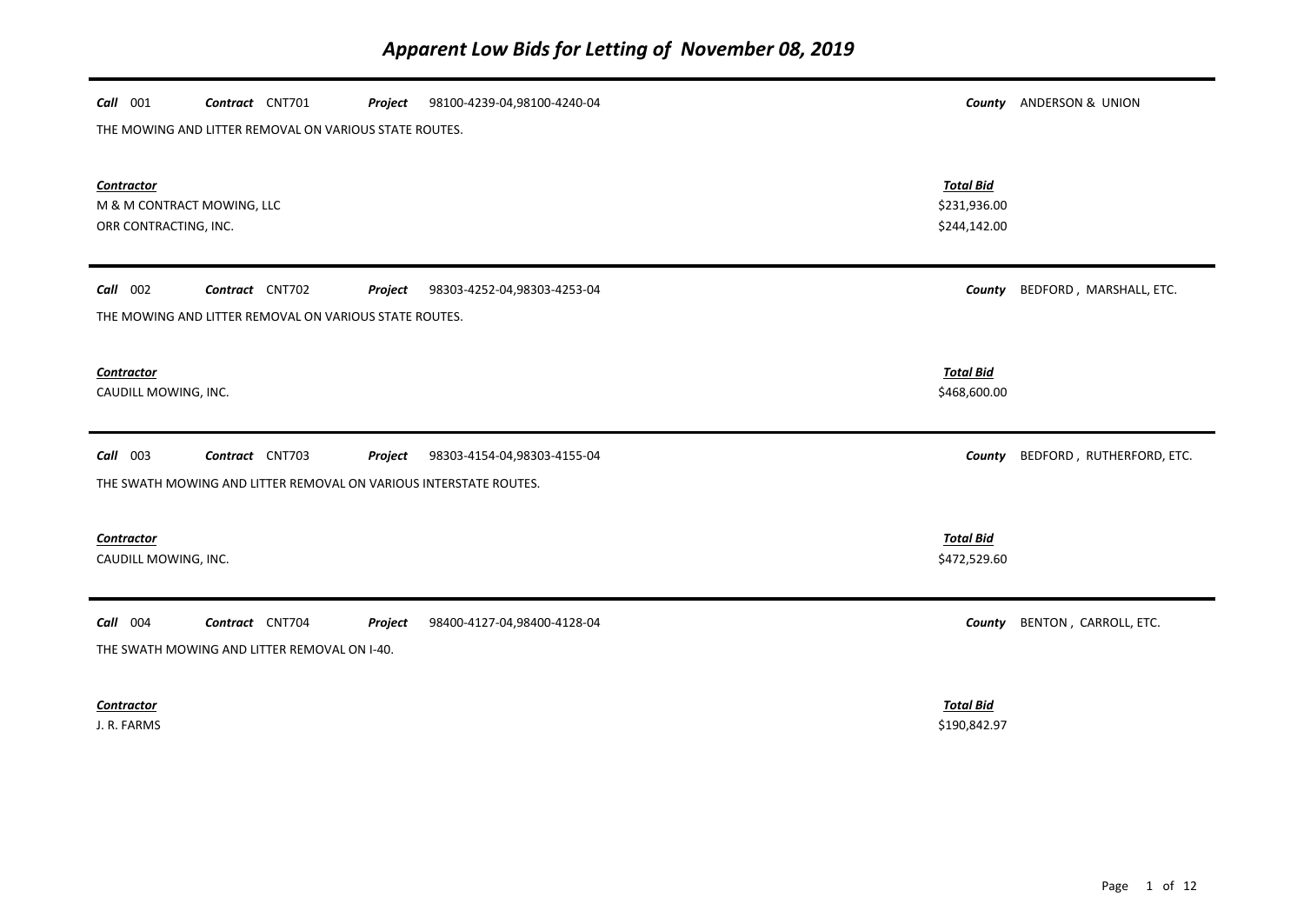# Apparent Low Bids for Letting of November 08, 2019

***Call*** 001 ***Contract*** CNT701 ***Project*** 98100-4239-04,98100-4240-04 ***County*** ANDERSON & UNION

THE MOWING AND LITTER REMOVAL ON VARIOUS STATE ROUTES.

| ***Contractor*** | ***Total Bid*** |
|---|---|
| M & M CONTRACT MOWING, LLC | $231,936.00 |
| ORR CONTRACTING, INC. | $244,142.00 |

***Call*** 002 ***Contract*** CNT702 ***Project*** 98303-4252-04,98303-4253-04 ***County*** BEDFORD , MARSHALL, ETC.

THE MOWING AND LITTER REMOVAL ON VARIOUS STATE ROUTES.

| ***Contractor*** | ***Total Bid*** |
|---|---|
| CAUDILL MOWING, INC. | $468,600.00 |

***Call*** 003 ***Contract*** CNT703 ***Project*** 98303-4154-04,98303-4155-04 ***County*** BEDFORD , RUTHERFORD, ETC.

THE SWATH MOWING AND LITTER REMOVAL ON VARIOUS INTERSTATE ROUTES.

| ***Contractor*** | ***Total Bid*** |
|---|---|
| CAUDILL MOWING, INC. | $472,529.60 |

***Call*** 004 ***Contract*** CNT704 ***Project*** 98400-4127-04,98400-4128-04 ***County*** BENTON , CARROLL, ETC.

THE SWATH MOWING AND LITTER REMOVAL ON I-40.

| ***Contractor*** | ***Total Bid*** |
|---|---|
| J. R. FARMS | $190,842.97 |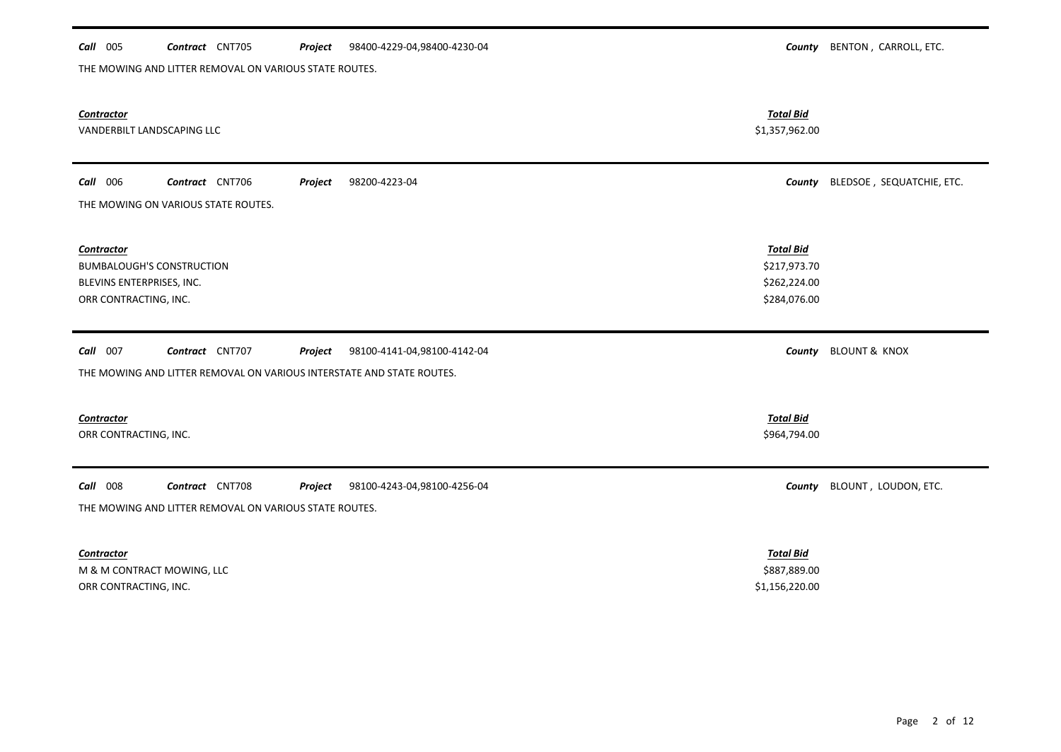**Call** 005 **Contract** CNT705 **Project** 98400-4229-04,98400-4230-04 **County** BENTON , CARROLL, ETC.

THE MOWING AND LITTER REMOVAL ON VARIOUS STATE ROUTES.

| *Contractor* | *Total Bid* |
|---|---|
| VANDERBILT LANDSCAPING LLC | \$1,357,962.00 |

---

**Call** 006 **Contract** CNT706 **Project** 98200-4223-04 **County** BLEDSOE , SEQUATCHIE, ETC.

THE MOWING ON VARIOUS STATE ROUTES.

| *Contractor* | *Total Bid* |
|---|---|
| BUMBALOUGH'S CONSTRUCTION | \$217,973.70 |
| BLEVINS ENTERPRISES, INC. | \$262,224.00 |
| ORR CONTRACTING, INC. | \$284,076.00 |

---

**Call** 007 **Contract** CNT707 **Project** 98100-4141-04,98100-4142-04 **County** BLOUNT & KNOX

THE MOWING AND LITTER REMOVAL ON VARIOUS INTERSTATE AND STATE ROUTES.

| *Contractor* | *Total Bid* |
|---|---|
| ORR CONTRACTING, INC. | \$964,794.00 |

---

**Call** 008 **Contract** CNT708 **Project** 98100-4243-04,98100-4256-04 **County** BLOUNT , LOUDON, ETC.

THE MOWING AND LITTER REMOVAL ON VARIOUS STATE ROUTES.

| *Contractor* | *Total Bid* |
|---|---|
| M & M CONTRACT MOWING, LLC | \$887,889.00 |
| ORR CONTRACTING, INC. | \$1,156,220.00 |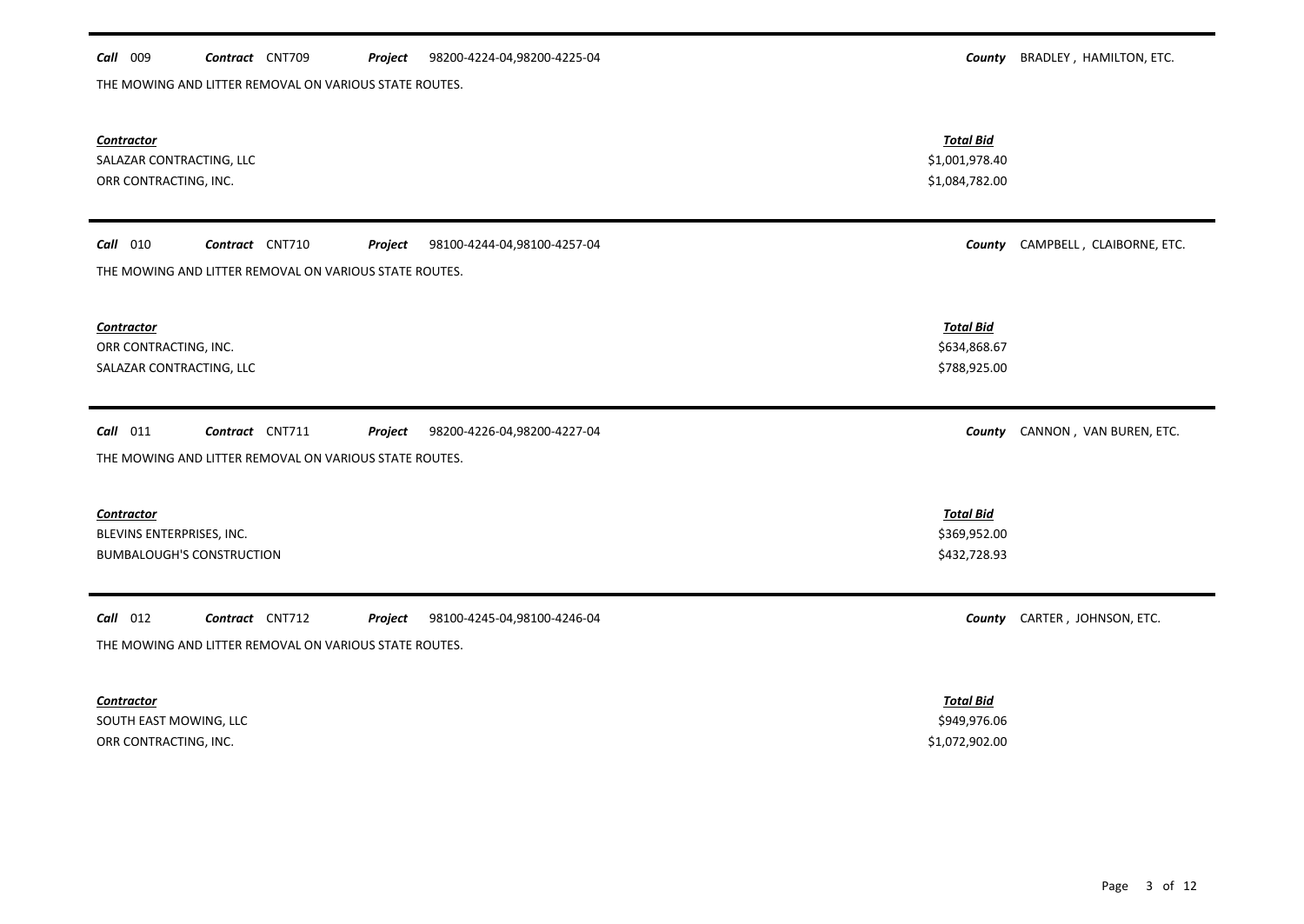**Call** 009 **Contract** CNT709 **Project** 98200-4224-04,98200-4225-04 **County** BRADLEY , HAMILTON, ETC.

THE MOWING AND LITTER REMOVAL ON VARIOUS STATE ROUTES.

| *Contractor* | *Total Bid* |
|---|---|
| SALAZAR CONTRACTING, LLC | $1,001,978.40 |
| ORR CONTRACTING, INC. | $1,084,782.00 |

---

**Call** 010 **Contract** CNT710 **Project** 98100-4244-04,98100-4257-04 **County** CAMPBELL , CLAIBORNE, ETC.

THE MOWING AND LITTER REMOVAL ON VARIOUS STATE ROUTES.

| *Contractor* | *Total Bid* |
|---|---|
| ORR CONTRACTING, INC. | $634,868.67 |
| SALAZAR CONTRACTING, LLC | $788,925.00 |

---

**Call** 011 **Contract** CNT711 **Project** 98200-4226-04,98200-4227-04 **County** CANNON , VAN BUREN, ETC.

THE MOWING AND LITTER REMOVAL ON VARIOUS STATE ROUTES.

| *Contractor* | *Total Bid* |
|---|---|
| BLEVINS ENTERPRISES, INC. | $369,952.00 |
| BUMBALOUGH'S CONSTRUCTION | $432,728.93 |

---

**Call** 012 **Contract** CNT712 **Project** 98100-4245-04,98100-4246-04 **County** CARTER , JOHNSON, ETC.

THE MOWING AND LITTER REMOVAL ON VARIOUS STATE ROUTES.

| *Contractor* | *Total Bid* |
|---|---|
| SOUTH EAST MOWING, LLC | $949,976.06 |
| ORR CONTRACTING, INC. | $1,072,902.00 |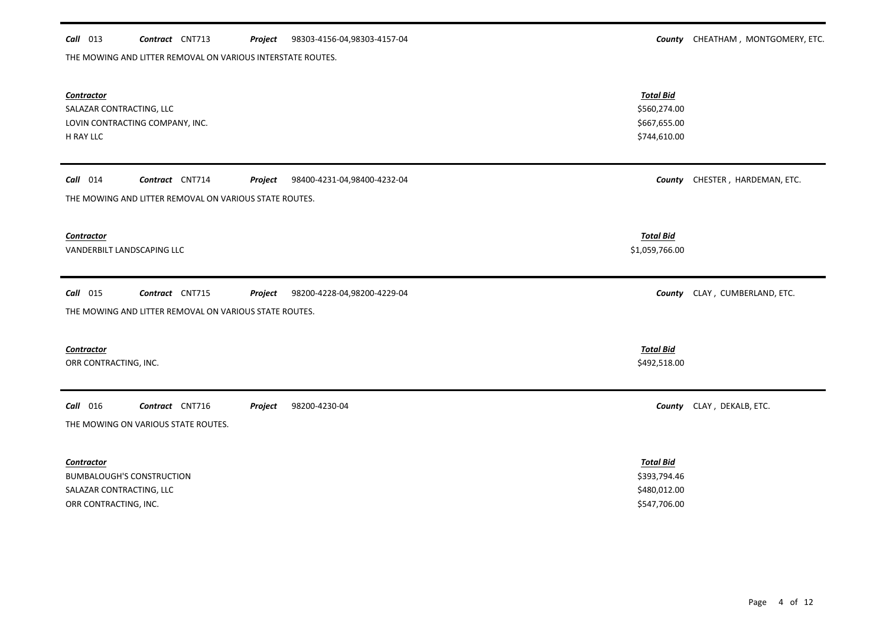**Call** 013 **Contract** CNT713 **Project** 98303-4156-04,98303-4157-04 **County** CHEATHAM , MONTGOMERY, ETC.

THE MOWING AND LITTER REMOVAL ON VARIOUS INTERSTATE ROUTES.

| *Contractor* | *Total Bid* |
|---|---|
| SALAZAR CONTRACTING, LLC | $560,274.00 |
| LOVIN CONTRACTING COMPANY, INC. | $667,655.00 |
| H RAY LLC | $744,610.00 |

---

**Call** 014 **Contract** CNT714 **Project** 98400-4231-04,98400-4232-04 **County** CHESTER , HARDEMAN, ETC.

THE MOWING AND LITTER REMOVAL ON VARIOUS STATE ROUTES.

| *Contractor* | *Total Bid* |
|---|---|
| VANDERBILT LANDSCAPING LLC | $1,059,766.00 |

---

**Call** 015 **Contract** CNT715 **Project** 98200-4228-04,98200-4229-04 **County** CLAY , CUMBERLAND, ETC.

THE MOWING AND LITTER REMOVAL ON VARIOUS STATE ROUTES.

| *Contractor* | *Total Bid* |
|---|---|
| ORR CONTRACTING, INC. | $492,518.00 |

---

**Call** 016 **Contract** CNT716 **Project** 98200-4230-04 **County** CLAY , DEKALB, ETC.

THE MOWING ON VARIOUS STATE ROUTES.

| *Contractor* | *Total Bid* |
|---|---|
| BUMBALOUGH'S CONSTRUCTION | $393,794.46 |
| SALAZAR CONTRACTING, LLC | $480,012.00 |
| ORR CONTRACTING, INC. | $547,706.00 |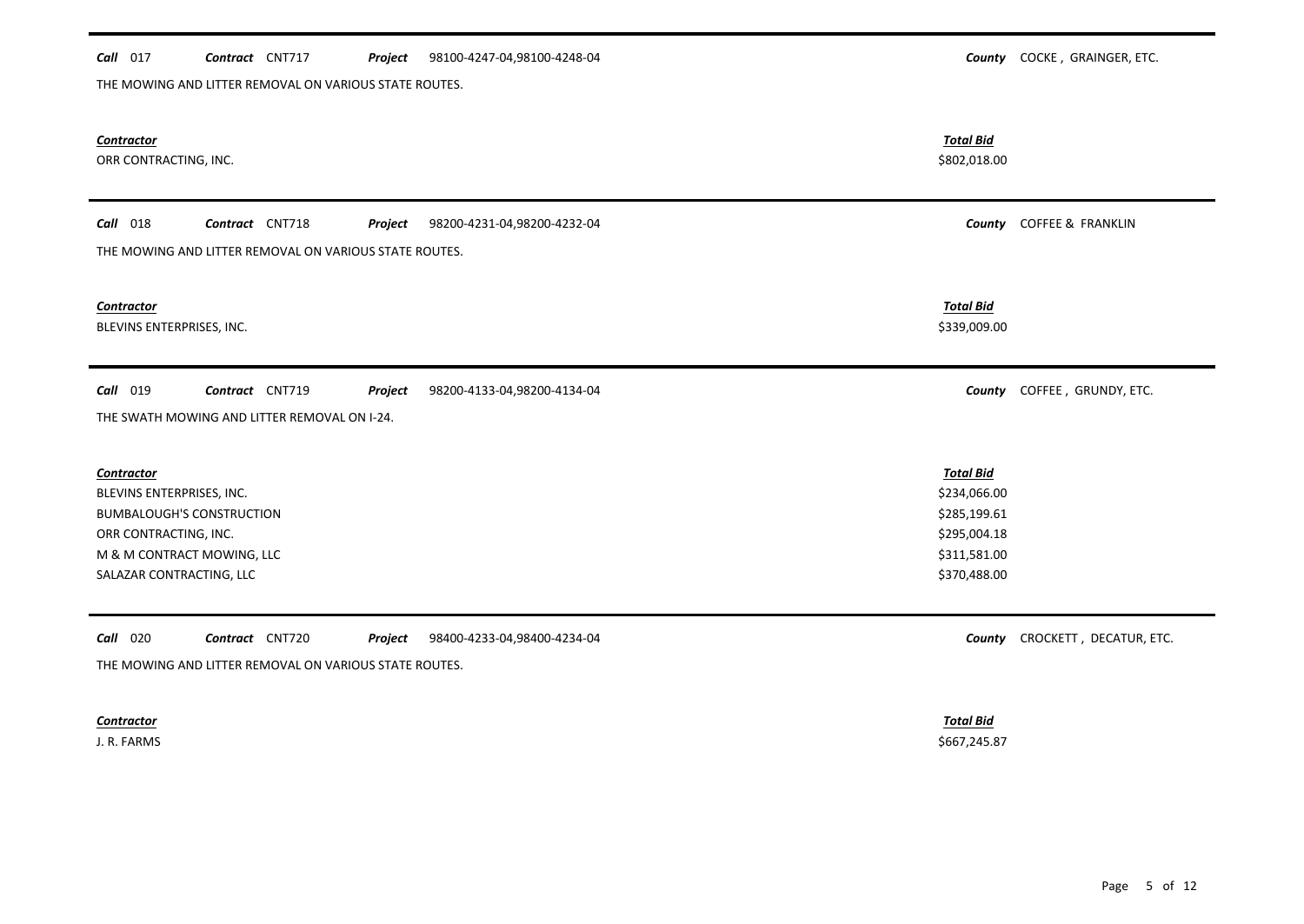**Call** 017 **Contract** CNT717 **Project** 98100-4247-04,98100-4248-04 **County** COCKE , GRAINGER, ETC.

THE MOWING AND LITTER REMOVAL ON VARIOUS STATE ROUTES.

| ***Contractor*** | ***Total Bid*** |
|---|---|
| ORR CONTRACTING, INC. | \$802,018.00 |

---

**Call** 018 **Contract** CNT718 **Project** 98200-4231-04,98200-4232-04 **County** COFFEE & FRANKLIN

THE MOWING AND LITTER REMOVAL ON VARIOUS STATE ROUTES.

| ***Contractor*** | ***Total Bid*** |
|---|---|
| BLEVINS ENTERPRISES, INC. | \$339,009.00 |

---

**Call** 019 **Contract** CNT719 **Project** 98200-4133-04,98200-4134-04 **County** COFFEE , GRUNDY, ETC.

THE SWATH MOWING AND LITTER REMOVAL ON I-24.

| ***Contractor*** | ***Total Bid*** |
|---|---|
| BLEVINS ENTERPRISES, INC. | \$234,066.00 |
| BUMBALOUGH'S CONSTRUCTION | \$285,199.61 |
| ORR CONTRACTING, INC. | \$295,004.18 |
| M & M CONTRACT MOWING, LLC | \$311,581.00 |
| SALAZAR CONTRACTING, LLC | \$370,488.00 |

---

**Call** 020 **Contract** CNT720 **Project** 98400-4233-04,98400-4234-04 **County** CROCKETT , DECATUR, ETC.

THE MOWING AND LITTER REMOVAL ON VARIOUS STATE ROUTES.

| ***Contractor*** | ***Total Bid*** |
|---|---|
| J. R. FARMS | \$667,245.87 |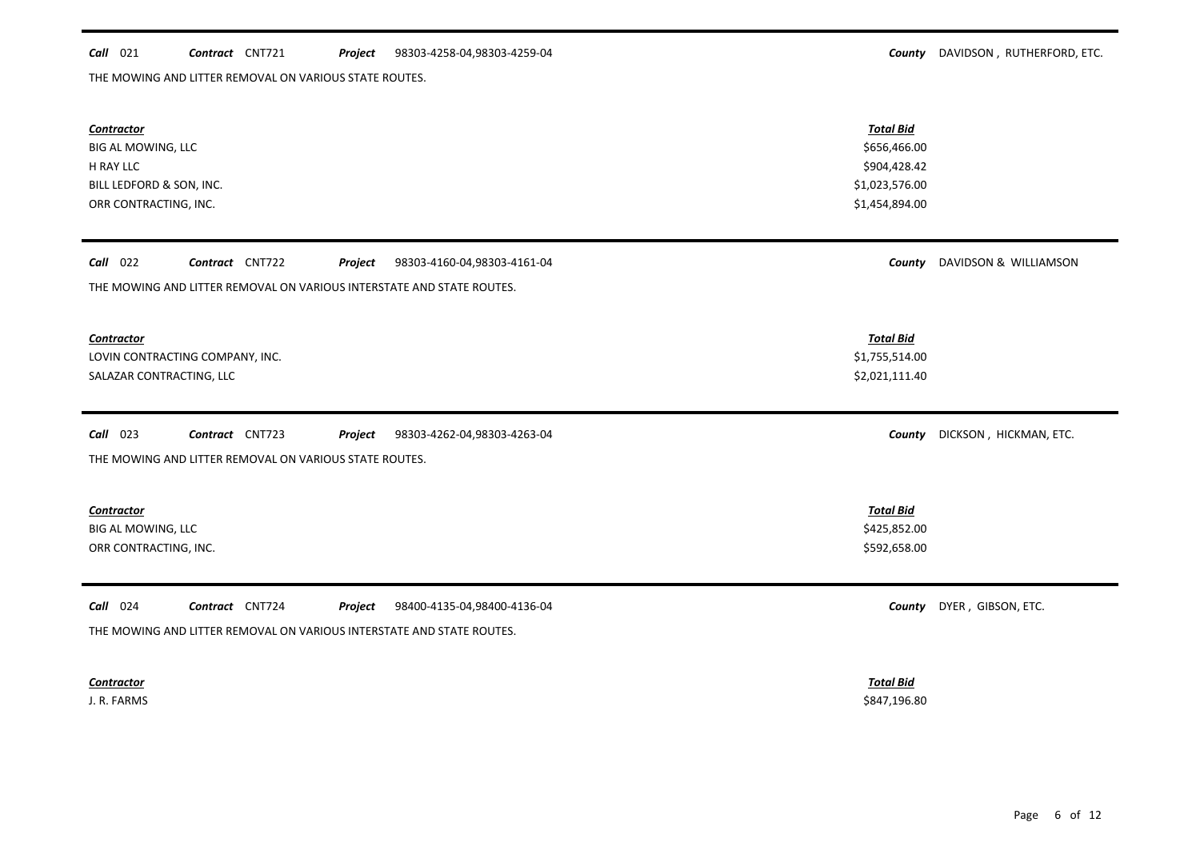**Call** 021 **Contract** CNT721 **Project** 98303-4258-04,98303-4259-04 **County** DAVIDSON , RUTHERFORD, ETC.

THE MOWING AND LITTER REMOVAL ON VARIOUS STATE ROUTES.

| Contractor | Total Bid |
| --- | --- |
| BIG AL MOWING, LLC | \$656,466.00 |
| H RAY LLC | \$904,428.42 |
| BILL LEDFORD & SON, INC. | \$1,023,576.00 |
| ORR CONTRACTING, INC. | \$1,454,894.00 |

**Call** 022 **Contract** CNT722 **Project** 98303-4160-04,98303-4161-04 **County** DAVIDSON & WILLIAMSON

THE MOWING AND LITTER REMOVAL ON VARIOUS INTERSTATE AND STATE ROUTES.

| Contractor | Total Bid |
| --- | --- |
| LOVIN CONTRACTING COMPANY, INC. | \$1,755,514.00 |
| SALAZAR CONTRACTING, LLC | \$2,021,111.40 |

**Call** 023 **Contract** CNT723 **Project** 98303-4262-04,98303-4263-04 **County** DICKSON , HICKMAN, ETC.

THE MOWING AND LITTER REMOVAL ON VARIOUS STATE ROUTES.

| Contractor | Total Bid |
| --- | --- |
| BIG AL MOWING, LLC | \$425,852.00 |
| ORR CONTRACTING, INC. | \$592,658.00 |

**Call** 024 **Contract** CNT724 **Project** 98400-4135-04,98400-4136-04 **County** DYER , GIBSON, ETC.

THE MOWING AND LITTER REMOVAL ON VARIOUS INTERSTATE AND STATE ROUTES.

| Contractor | Total Bid |
| --- | --- |
| J. R. FARMS | \$847,196.80 |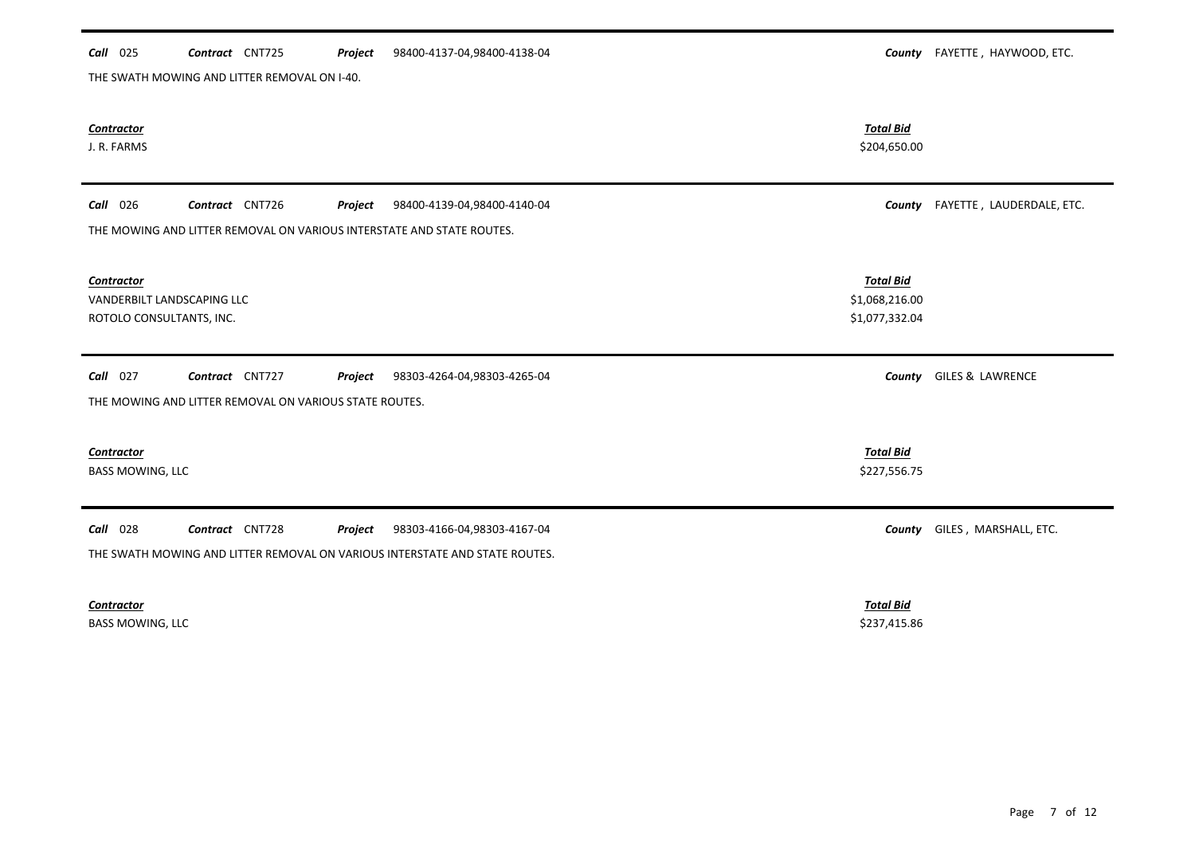**Call** 025 **Contract** CNT725 **Project** 98400-4137-04,98400-4138-04 **County** FAYETTE , HAYWOOD, ETC.

THE SWATH MOWING AND LITTER REMOVAL ON I-40.

| Contractor | Total Bid |
|---|---|
| J. R. FARMS | $204,650.00 |

---

**Call** 026 **Contract** CNT726 **Project** 98400-4139-04,98400-4140-04 **County** FAYETTE , LAUDERDALE, ETC.

THE MOWING AND LITTER REMOVAL ON VARIOUS INTERSTATE AND STATE ROUTES.

| Contractor | Total Bid |
|---|---|
| VANDERBILT LANDSCAPING LLC | $1,068,216.00 |
| ROTOLO CONSULTANTS, INC. | $1,077,332.04 |

---

**Call** 027 **Contract** CNT727 **Project** 98303-4264-04,98303-4265-04 **County** GILES & LAWRENCE

THE MOWING AND LITTER REMOVAL ON VARIOUS STATE ROUTES.

| Contractor | Total Bid |
|---|---|
| BASS MOWING, LLC | $227,556.75 |

---

**Call** 028 **Contract** CNT728 **Project** 98303-4166-04,98303-4167-04 **County** GILES , MARSHALL, ETC.

THE SWATH MOWING AND LITTER REMOVAL ON VARIOUS INTERSTATE AND STATE ROUTES.

| Contractor | Total Bid |
|---|---|
| BASS MOWING, LLC | $237,415.86 |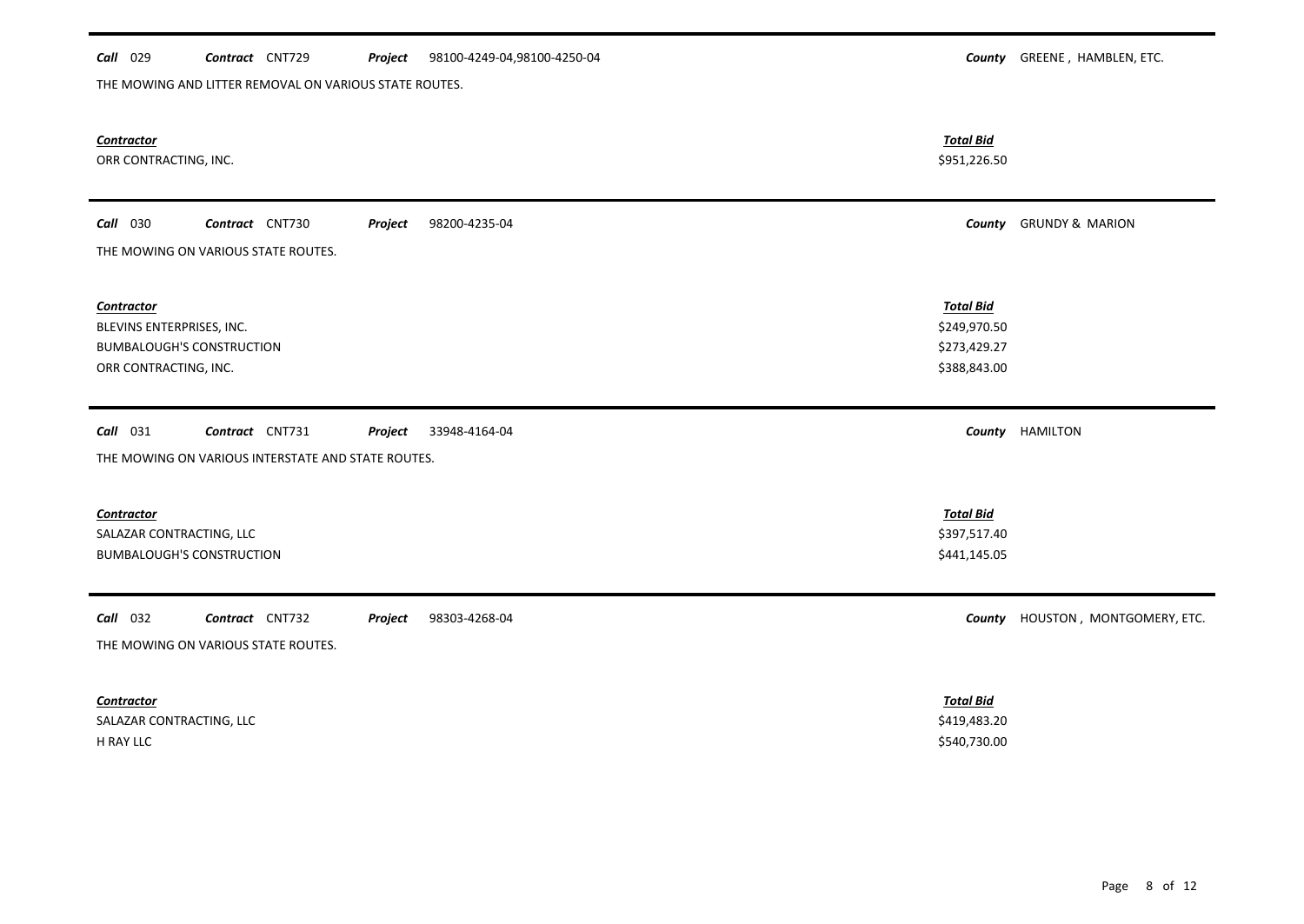**Call** 029 **Contract** CNT729 **Project** 98100-4249-04,98100-4250-04 **County** GREENE , HAMBLEN, ETC.

THE MOWING AND LITTER REMOVAL ON VARIOUS STATE ROUTES.

| Contractor | Total Bid |
|---|---|
| ORR CONTRACTING, INC. | $951,226.50 |

---

**Call** 030 **Contract** CNT730 **Project** 98200-4235-04 **County** GRUNDY & MARION

THE MOWING ON VARIOUS STATE ROUTES.

| Contractor | Total Bid |
|---|---|
| BLEVINS ENTERPRISES, INC. | $249,970.50 |
| BUMBALOUGH'S CONSTRUCTION | $273,429.27 |
| ORR CONTRACTING, INC. | $388,843.00 |

---

**Call** 031 **Contract** CNT731 **Project** 33948-4164-04 **County** HAMILTON

THE MOWING ON VARIOUS INTERSTATE AND STATE ROUTES.

| Contractor | Total Bid |
|---|---|
| SALAZAR CONTRACTING, LLC | $397,517.40 |
| BUMBALOUGH'S CONSTRUCTION | $441,145.05 |

---

**Call** 032 **Contract** CNT732 **Project** 98303-4268-04 **County** HOUSTON , MONTGOMERY, ETC.

THE MOWING ON VARIOUS STATE ROUTES.

| Contractor | Total Bid |
|---|---|
| SALAZAR CONTRACTING, LLC | $419,483.20 |
| H RAY LLC | $540,730.00 |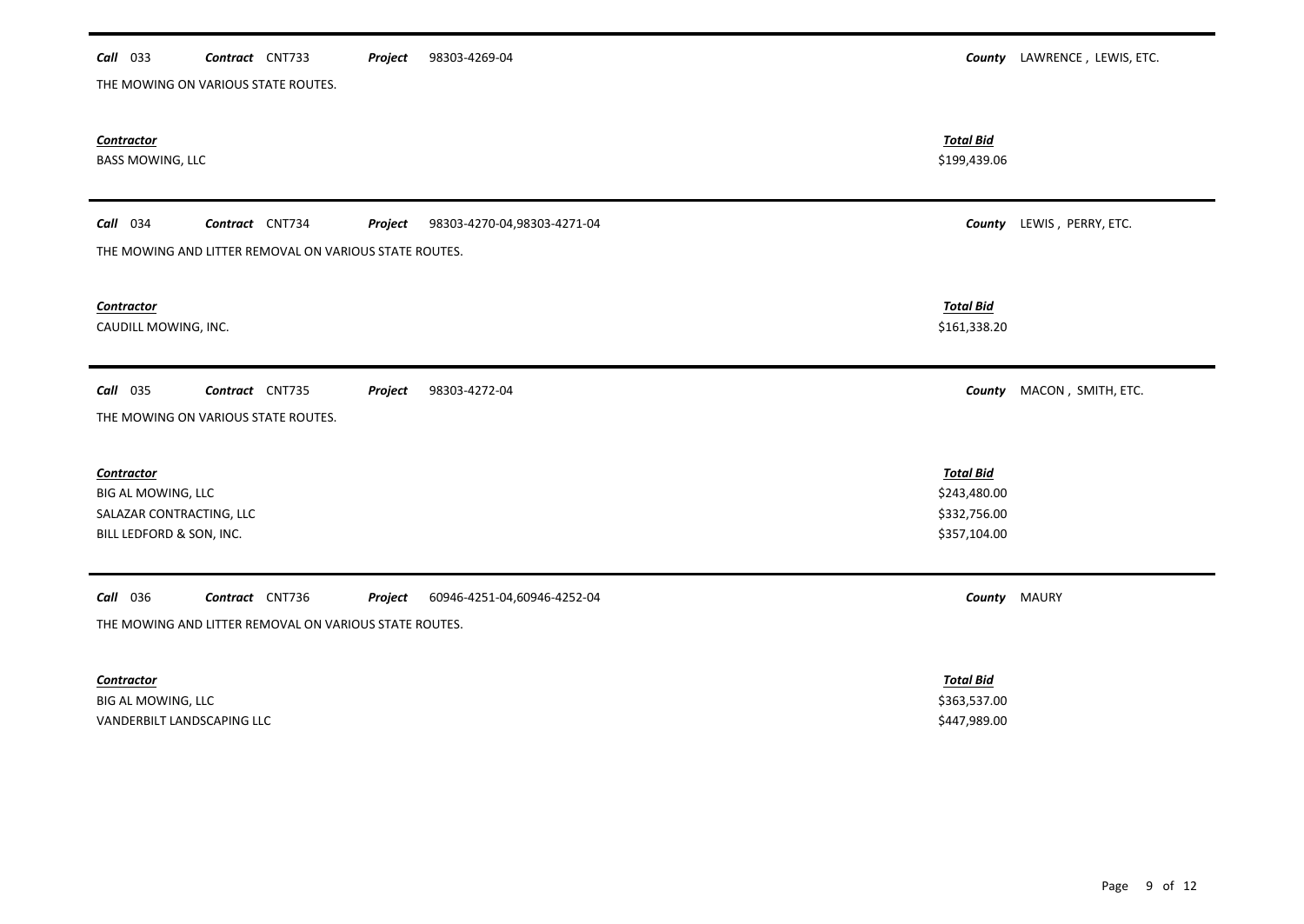**Call** 033 **Contract** CNT733 **Project** 98303-4269-04 **County** LAWRENCE , LEWIS, ETC.

THE MOWING ON VARIOUS STATE ROUTES.

| Contractor | Total Bid |
|---|---|
| BASS MOWING, LLC | $199,439.06 |

**Call** 034 **Contract** CNT734 **Project** 98303-4270-04,98303-4271-04 **County** LEWIS , PERRY, ETC.

THE MOWING AND LITTER REMOVAL ON VARIOUS STATE ROUTES.

| Contractor | Total Bid |
|---|---|
| CAUDILL MOWING, INC. | $161,338.20 |

**Call** 035 **Contract** CNT735 **Project** 98303-4272-04 **County** MACON , SMITH, ETC.

THE MOWING ON VARIOUS STATE ROUTES.

| Contractor | Total Bid |
|---|---|
| BIG AL MOWING, LLC | $243,480.00 |
| SALAZAR CONTRACTING, LLC | $332,756.00 |
| BILL LEDFORD & SON, INC. | $357,104.00 |

**Call** 036 **Contract** CNT736 **Project** 60946-4251-04,60946-4252-04 **County** MAURY

THE MOWING AND LITTER REMOVAL ON VARIOUS STATE ROUTES.

| Contractor | Total Bid |
|---|---|
| BIG AL MOWING, LLC | $363,537.00 |
| VANDERBILT LANDSCAPING LLC | $447,989.00 |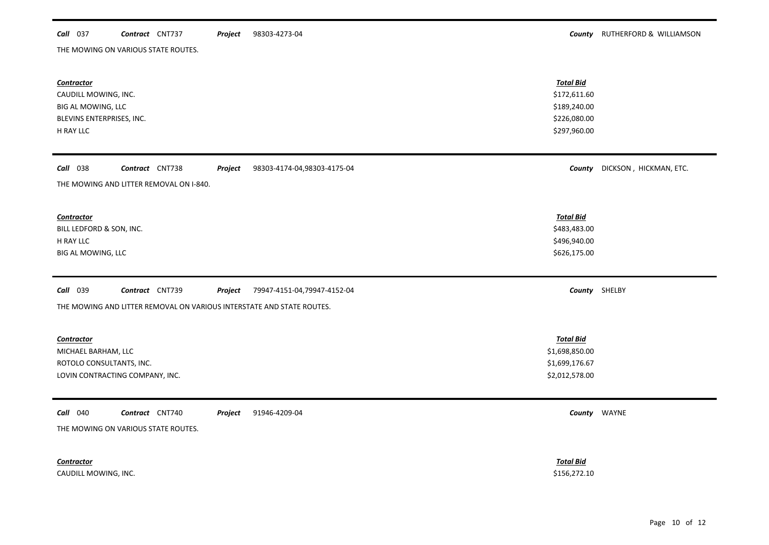**Call** 037 **Contract** CNT737 **Project** 98303-4273-04 **County** RUTHERFORD & WILLIAMSON

THE MOWING ON VARIOUS STATE ROUTES.

| Contractor | Total Bid |
|---|---|
| CAUDILL MOWING, INC. | \$172,611.60 |
| BIG AL MOWING, LLC | \$189,240.00 |
| BLEVINS ENTERPRISES, INC. | \$226,080.00 |
| H RAY LLC | \$297,960.00 |

---

**Call** 038 **Contract** CNT738 **Project** 98303-4174-04,98303-4175-04 **County** DICKSON , HICKMAN, ETC.

THE MOWING AND LITTER REMOVAL ON I-840.

| Contractor | Total Bid |
|---|---|
| BILL LEDFORD & SON, INC. | \$483,483.00 |
| H RAY LLC | \$496,940.00 |
| BIG AL MOWING, LLC | \$626,175.00 |

---

**Call** 039 **Contract** CNT739 **Project** 79947-4151-04,79947-4152-04 **County** SHELBY

THE MOWING AND LITTER REMOVAL ON VARIOUS INTERSTATE AND STATE ROUTES.

| Contractor | Total Bid |
|---|---|
| MICHAEL BARHAM, LLC | \$1,698,850.00 |
| ROTOLO CONSULTANTS, INC. | \$1,699,176.67 |
| LOVIN CONTRACTING COMPANY, INC. | \$2,012,578.00 |

---

**Call** 040 **Contract** CNT740 **Project** 91946-4209-04 **County** WAYNE

THE MOWING ON VARIOUS STATE ROUTES.

| Contractor | Total Bid |
|---|---|
| CAUDILL MOWING, INC. | \$156,272.10 |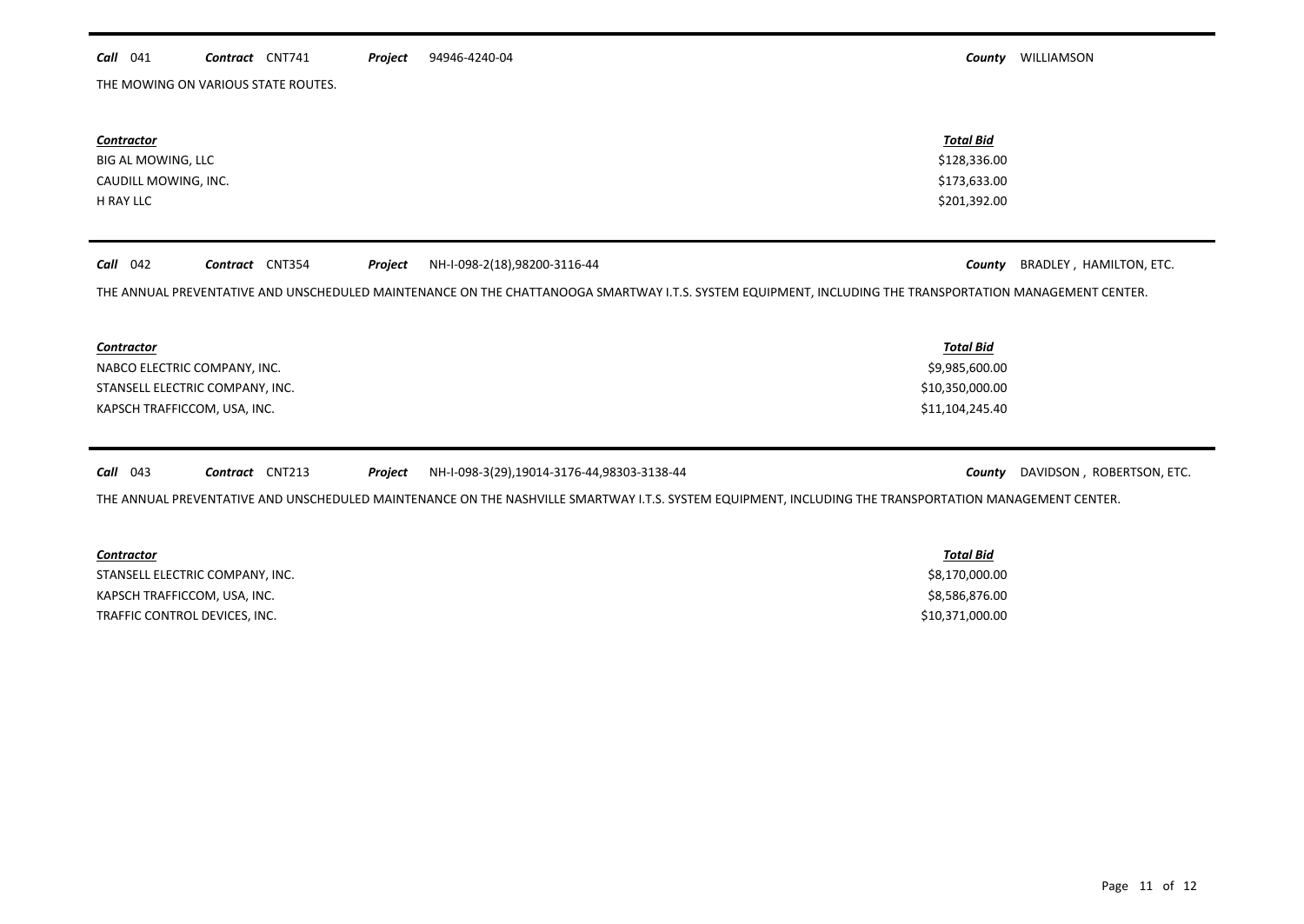**Call** 041 **Contract** CNT741 **Project** 94946-4240-04 **County** WILLIAMSON

THE MOWING ON VARIOUS STATE ROUTES.

| Contractor | Total Bid |
|---|---|
| BIG AL MOWING, LLC | \$128,336.00 |
| CAUDILL MOWING, INC. | \$173,633.00 |
| H RAY LLC | \$201,392.00 |

---

**Call** 042 **Contract** CNT354 **Project** NH-I-098-2(18),98200-3116-44 **County** BRADLEY , HAMILTON, ETC.

THE ANNUAL PREVENTATIVE AND UNSCHEDULED MAINTENANCE ON THE CHATTANOOGA SMARTWAY I.T.S. SYSTEM EQUIPMENT, INCLUDING THE TRANSPORTATION MANAGEMENT CENTER.

| Contractor | Total Bid |
|---|---|
| NABCO ELECTRIC COMPANY, INC. | \$9,985,600.00 |
| STANSELL ELECTRIC COMPANY, INC. | \$10,350,000.00 |
| KAPSCH TRAFFICCOM, USA, INC. | \$11,104,245.40 |

---

**Call** 043 **Contract** CNT213 **Project** NH-I-098-3(29),19014-3176-44,98303-3138-44 **County** DAVIDSON , ROBERTSON, ETC.

THE ANNUAL PREVENTATIVE AND UNSCHEDULED MAINTENANCE ON THE NASHVILLE SMARTWAY I.T.S. SYSTEM EQUIPMENT, INCLUDING THE TRANSPORTATION MANAGEMENT CENTER.

| Contractor | Total Bid |
|---|---|
| STANSELL ELECTRIC COMPANY, INC. | \$8,170,000.00 |
| KAPSCH TRAFFICCOM, USA, INC. | \$8,586,876.00 |
| TRAFFIC CONTROL DEVICES, INC. | \$10,371,000.00 |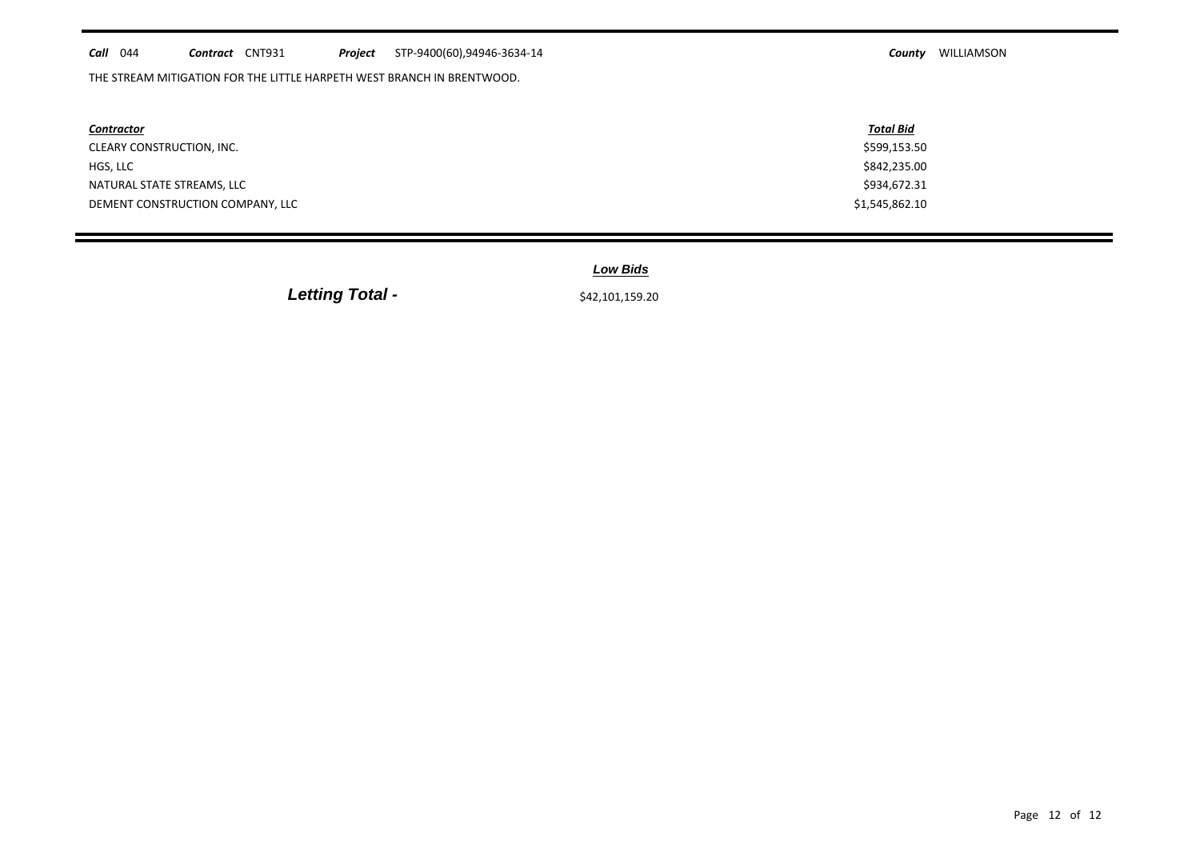**Call** 044 **Contract** CNT931 **Project** STP-9400(60),94946-3634-14 **County** WILLIAMSON

THE STREAM MITIGATION FOR THE LITTLE HARPETH WEST BRANCH IN BRENTWOOD.

| Contractor | Total Bid |
|---|---|
| CLEARY CONSTRUCTION, INC. | $599,153.50 |
| HGS, LLC | $842,235.00 |
| NATURAL STATE STREAMS, LLC | $934,672.31 |
| DEMENT CONSTRUCTION COMPANY, LLC | $1,545,862.10 |

***Low Bids***

***Letting Total -*** $42,101,159.20